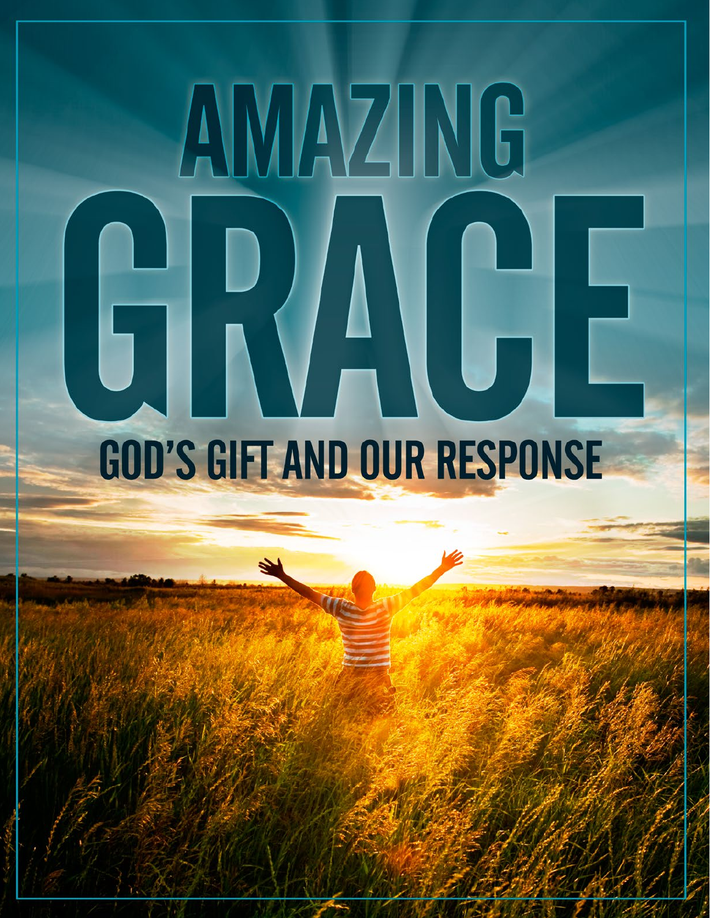# AMAZING GRACE

## GOD'S GIFT AND OUR RESPONSE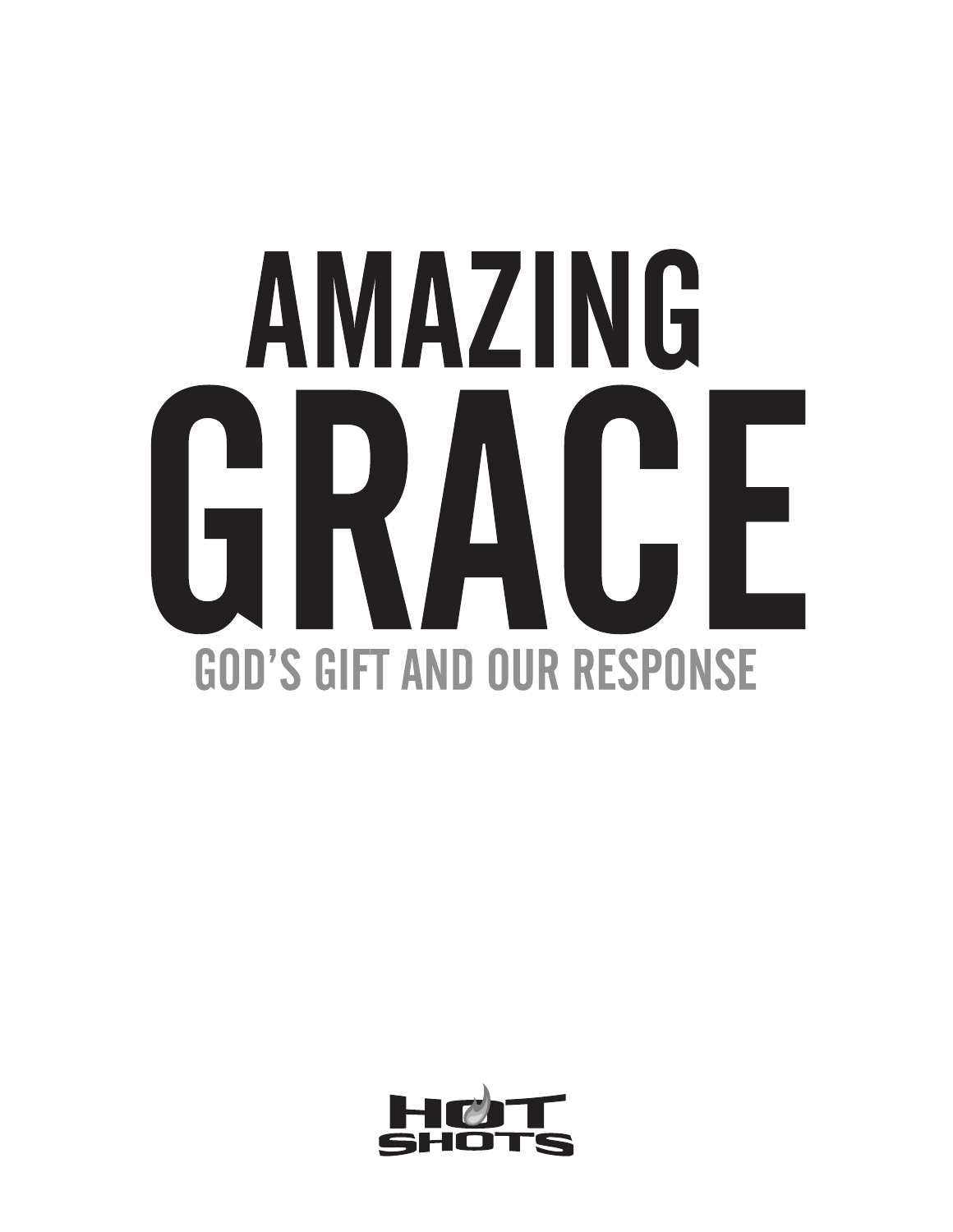# AMAZING GRACE

## GOD'S GIFT AND OUR RESPONSE

HOT SHOTS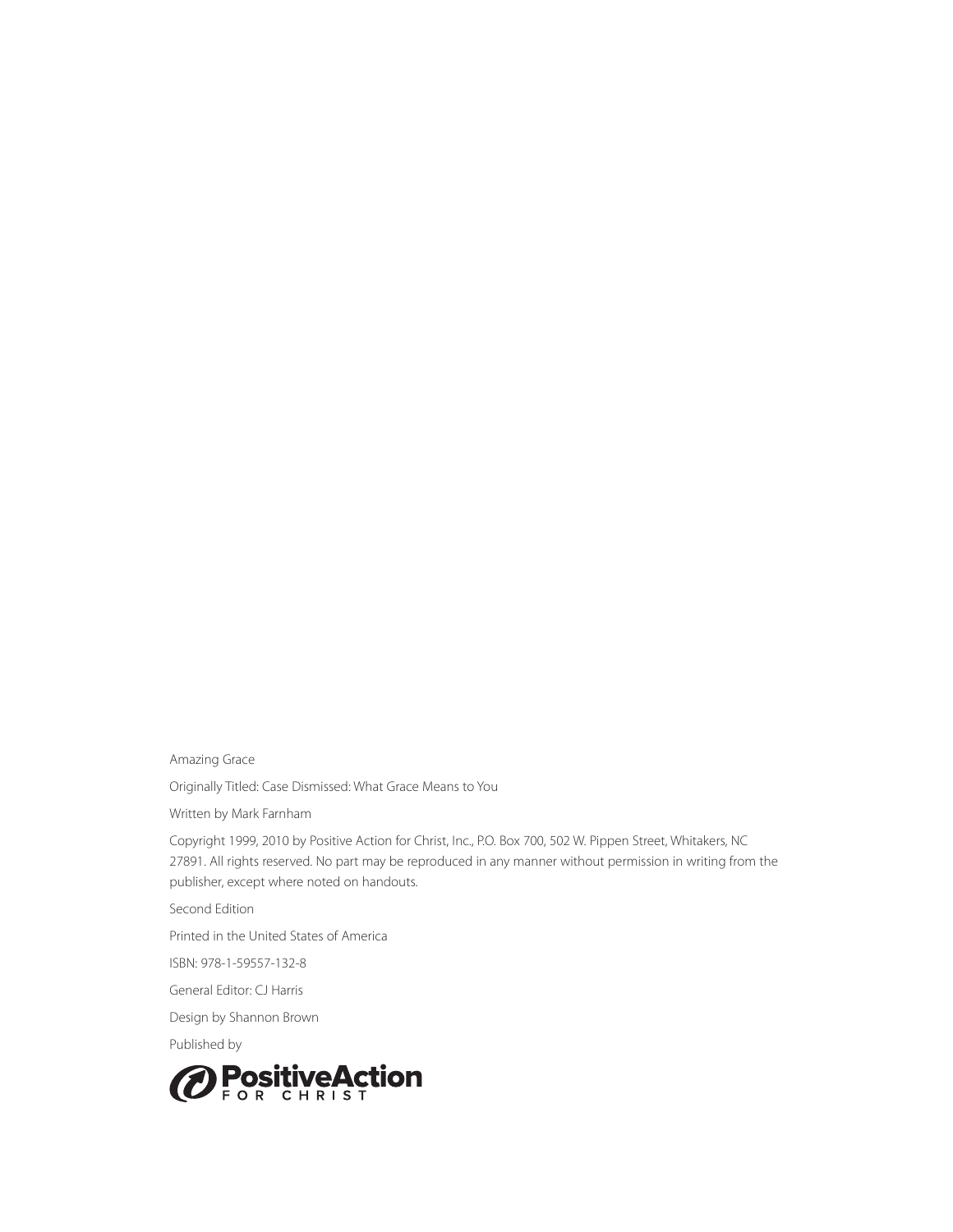Amazing Grace

Originally Titled: Case Dismissed: What Grace Means to You

Written by Mark Farnham

Copyright 1999, 2010 by Positive Action for Christ, Inc., P.O. Box 700, 502 W. Pippen Street, Whitakers, NC 27891. All rights reserved. No part may be reproduced in any manner without permission in writing from the publisher, except where noted on handouts.

Second Edition

Printed in the United States of America

ISBN: 978-1-59557-132-8

General Editor: CJ Harris

Design by Shannon Brown

Published by

PositiveAction FOR CHRIST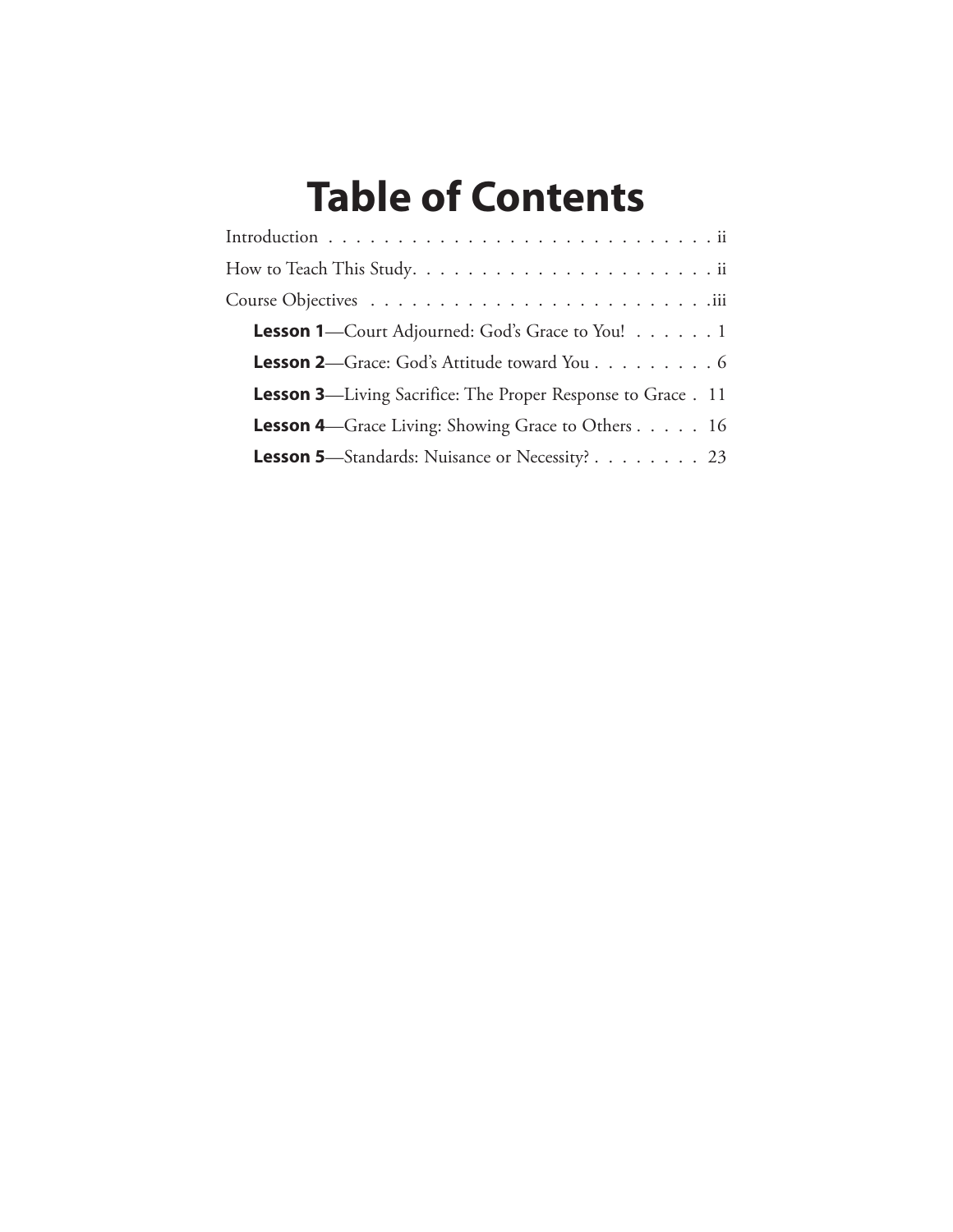# Table of Contents

Introduction . . . . . . . . . . . . . . . . . . . . . . . . . . . . . ii

How to Teach This Study. . . . . . . . . . . . . . . . . . . . . . . ii

Course Objectives . . . . . . . . . . . . . . . . . . . . . . . . . .iii

- **Lesson 1**—Court Adjourned: God's Grace to You! . . . . . . 1
- **Lesson 2**—Grace: God's Attitude toward You . . . . . . . . . 6
- **Lesson 3**—Living Sacrifice: The Proper Response to Grace . 11
- **Lesson 4**—Grace Living: Showing Grace to Others . . . . . 16
- **Lesson 5**—Standards: Nuisance or Necessity? . . . . . . . . 23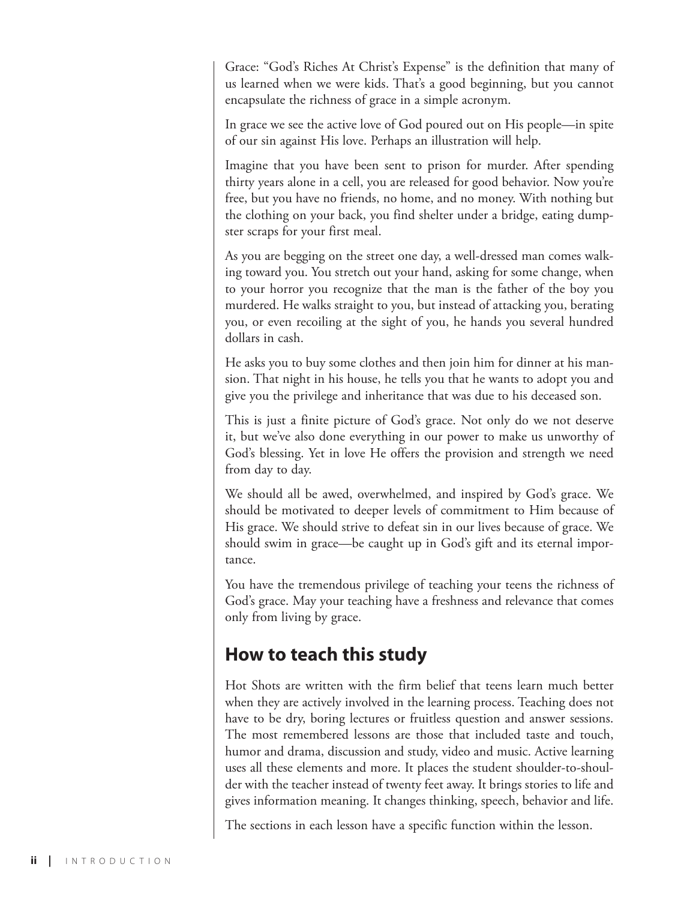Grace: "God's Riches At Christ's Expense" is the definition that many of us learned when we were kids. That's a good beginning, but you cannot encapsulate the richness of grace in a simple acronym.

In grace we see the active love of God poured out on His people—in spite of our sin against His love. Perhaps an illustration will help.

Imagine that you have been sent to prison for murder. After spending thirty years alone in a cell, you are released for good behavior. Now you're free, but you have no friends, no home, and no money. With nothing but the clothing on your back, you find shelter under a bridge, eating dumpster scraps for your first meal.

As you are begging on the street one day, a well-dressed man comes walking toward you. You stretch out your hand, asking for some change, when to your horror you recognize that the man is the father of the boy you murdered. He walks straight to you, but instead of attacking you, berating you, or even recoiling at the sight of you, he hands you several hundred dollars in cash.

He asks you to buy some clothes and then join him for dinner at his mansion. That night in his house, he tells you that he wants to adopt you and give you the privilege and inheritance that was due to his deceased son.

This is just a finite picture of God's grace. Not only do we not deserve it, but we've also done everything in our power to make us unworthy of God's blessing. Yet in love He offers the provision and strength we need from day to day.

We should all be awed, overwhelmed, and inspired by God's grace. We should be motivated to deeper levels of commitment to Him because of His grace. We should strive to defeat sin in our lives because of grace. We should swim in grace—be caught up in God's gift and its eternal importance.

You have the tremendous privilege of teaching your teens the richness of God's grace. May your teaching have a freshness and relevance that comes only from living by grace.

## How to teach this study

Hot Shots are written with the firm belief that teens learn much better when they are actively involved in the learning process. Teaching does not have to be dry, boring lectures or fruitless question and answer sessions. The most remembered lessons are those that included taste and touch, humor and drama, discussion and study, video and music. Active learning uses all these elements and more. It places the student shoulder-to-shoulder with the teacher instead of twenty feet away. It brings stories to life and gives information meaning. It changes thinking, speech, behavior and life.

The sections in each lesson have a specific function within the lesson.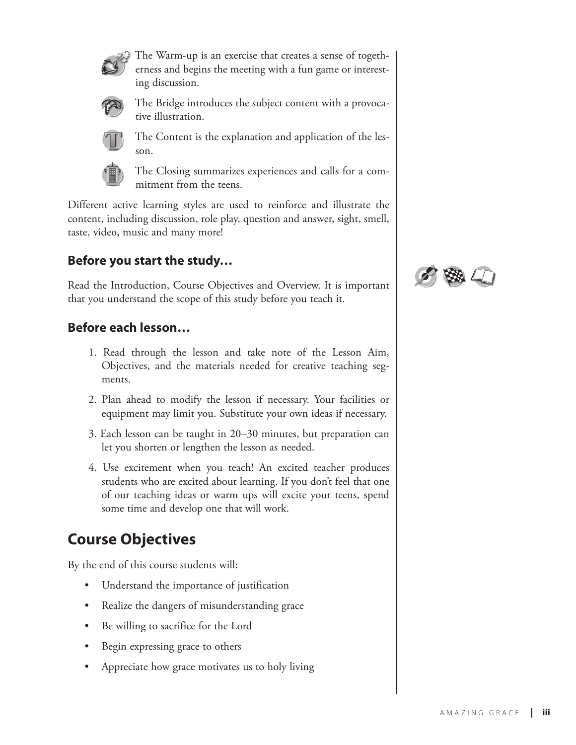The Warm-up is an exercise that creates a sense of togetherness and begins the meeting with a fun game or interesting discussion.

The Bridge introduces the subject content with a provocative illustration.

The Content is the explanation and application of the lesson.

The Closing summarizes experiences and calls for a commitment from the teens.

Different active learning styles are used to reinforce and illustrate the content, including discussion, role play, question and answer, sight, smell, taste, video, music and many more!

### Before you start the study…

Read the Introduction, Course Objectives and Overview. It is important that you understand the scope of this study before you teach it.

### Before each lesson…

1. Read through the lesson and take note of the Lesson Aim, Objectives, and the materials needed for creative teaching segments.
2. Plan ahead to modify the lesson if necessary. Your facilities or equipment may limit you. Substitute your own ideas if necessary.
3. Each lesson can be taught in 20–30 minutes, but preparation can let you shorten or lengthen the lesson as needed.
4. Use excitement when you teach! An excited teacher produces students who are excited about learning. If you don't feel that one of our teaching ideas or warm ups will excite your teens, spend some time and develop one that will work.

## Course Objectives

By the end of this course students will:

- Understand the importance of justification
- Realize the dangers of misunderstanding grace
- Be willing to sacrifice for the Lord
- Begin expressing grace to others
- Appreciate how grace motivates us to holy living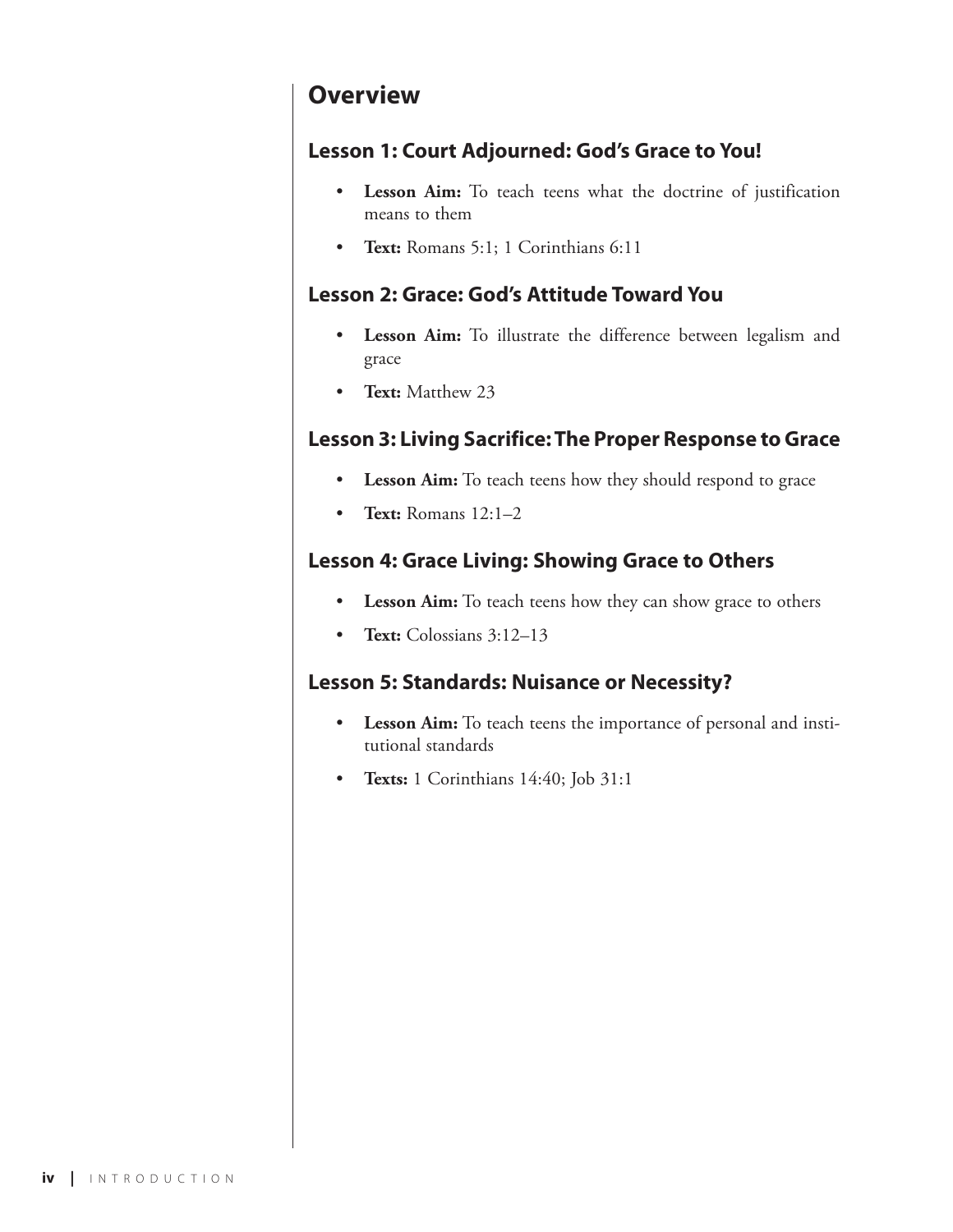## Overview

### Lesson 1: Court Adjourned: God's Grace to You!

- **Lesson Aim:** To teach teens what the doctrine of justification means to them
- **Text:** Romans 5:1; 1 Corinthians 6:11

### Lesson 2: Grace: God's Attitude Toward You

- **Lesson Aim:** To illustrate the difference between legalism and grace
- **Text:** Matthew 23

### Lesson 3: Living Sacrifice: The Proper Response to Grace

- **Lesson Aim:** To teach teens how they should respond to grace
- **Text:** Romans 12:1–2

### Lesson 4: Grace Living: Showing Grace to Others

- **Lesson Aim:** To teach teens how they can show grace to others
- **Text:** Colossians 3:12–13

### Lesson 5: Standards: Nuisance or Necessity?

- **Lesson Aim:** To teach teens the importance of personal and institutional standards
- **Texts:** 1 Corinthians 14:40; Job 31:1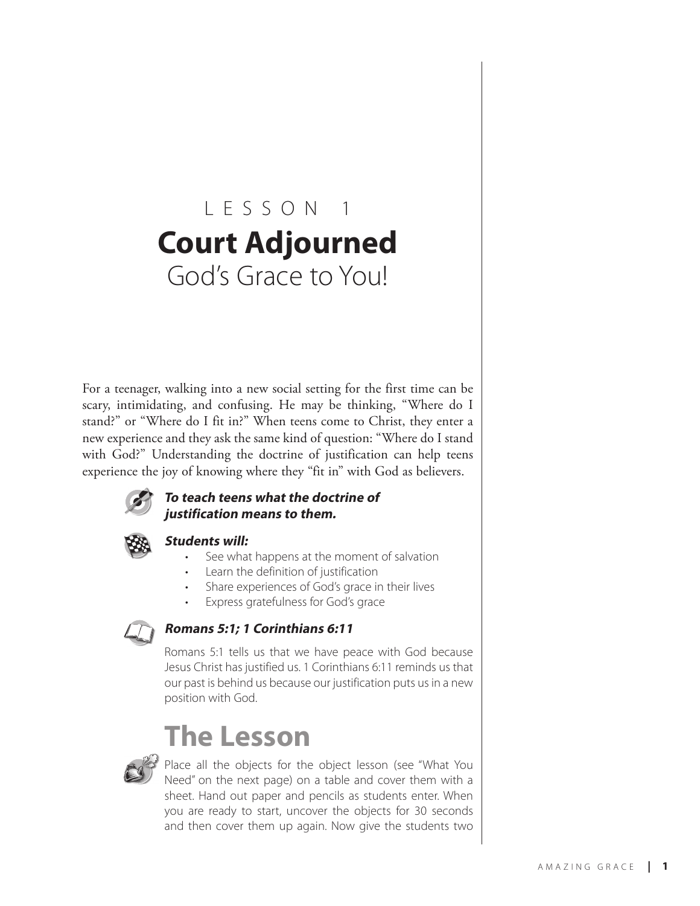LESSON 1

# Court Adjourned

God's Grace to You!

For a teenager, walking into a new social setting for the first time can be scary, intimidating, and confusing. He may be thinking, "Where do I stand?" or "Where do I fit in?" When teens come to Christ, they enter a new experience and they ask the same kind of question: "Where do I stand with God?" Understanding the doctrine of justification can help teens experience the joy of knowing where they "fit in" with God as believers.

***To teach teens what the doctrine of justification means to them.***

***Students will:***

- See what happens at the moment of salvation
- Learn the definition of justification
- Share experiences of God's grace in their lives
- Express gratefulness for God's grace

***Romans 5:1; 1 Corinthians 6:11***

Romans 5:1 tells us that we have peace with God because Jesus Christ has justified us. 1 Corinthians 6:11 reminds us that our past is behind us because our justification puts us in a new position with God.

## The Lesson

Place all the objects for the object lesson (see "What You Need" on the next page) on a table and cover them with a sheet. Hand out paper and pencils as students enter. When you are ready to start, uncover the objects for 30 seconds and then cover them up again. Now give the students two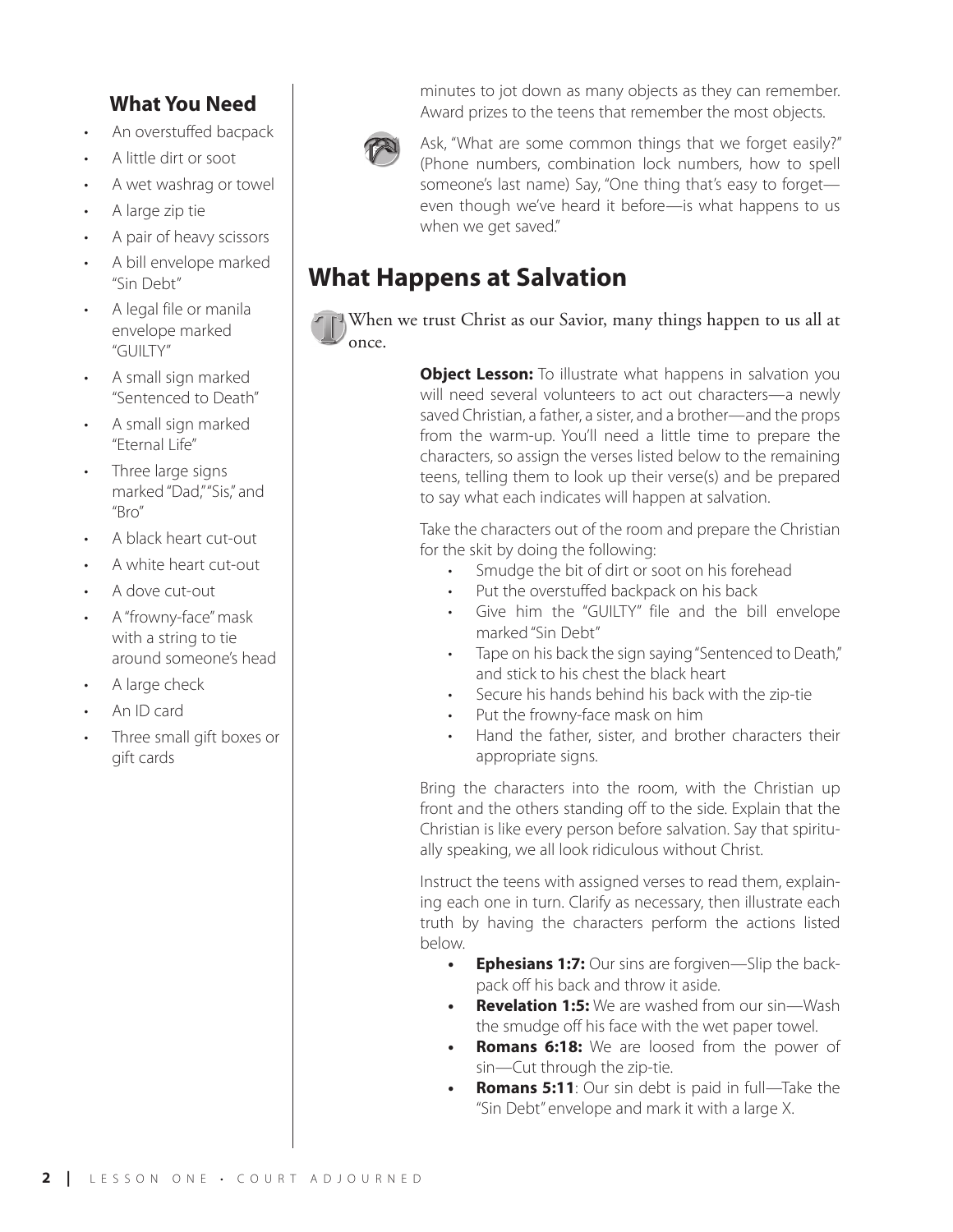## What You Need

- An overstuffed bacpack
- A little dirt or soot
- A wet washrag or towel
- A large zip tie
- A pair of heavy scissors
- A bill envelope marked "Sin Debt"
- A legal file or manila envelope marked "GUILTY"
- A small sign marked "Sentenced to Death"
- A small sign marked "Eternal Life"
- Three large signs marked "Dad," "Sis," and "Bro"
- A black heart cut-out
- A white heart cut-out
- A dove cut-out
- A "frowny-face" mask with a string to tie around someone's head
- A large check
- An ID card
- Three small gift boxes or gift cards

minutes to jot down as many objects as they can remember. Award prizes to the teens that remember the most objects.

Ask, "What are some common things that we forget easily?" (Phone numbers, combination lock numbers, how to spell someone's last name) Say, "One thing that's easy to forget—even though we've heard it before—is what happens to us when we get saved."

## What Happens at Salvation

When we trust Christ as our Savior, many things happen to us all at once.

**Object Lesson:** To illustrate what happens in salvation you will need several volunteers to act out characters—a newly saved Christian, a father, a sister, and a brother—and the props from the warm-up. You'll need a little time to prepare the characters, so assign the verses listed below to the remaining teens, telling them to look up their verse(s) and be prepared to say what each indicates will happen at salvation.

Take the characters out of the room and prepare the Christian for the skit by doing the following:

- Smudge the bit of dirt or soot on his forehead
- Put the overstuffed backpack on his back
- Give him the "GUILTY" file and the bill envelope marked "Sin Debt"
- Tape on his back the sign saying "Sentenced to Death," and stick to his chest the black heart
- Secure his hands behind his back with the zip-tie
- Put the frowny-face mask on him
- Hand the father, sister, and brother characters their appropriate signs.

Bring the characters into the room, with the Christian up front and the others standing off to the side. Explain that the Christian is like every person before salvation. Say that spiritually speaking, we all look ridiculous without Christ.

Instruct the teens with assigned verses to read them, explaining each one in turn. Clarify as necessary, then illustrate each truth by having the characters perform the actions listed below.

- **Ephesians 1:7:** Our sins are forgiven—Slip the backpack off his back and throw it aside.
- **Revelation 1:5:** We are washed from our sin—Wash the smudge off his face with the wet paper towel.
- **Romans 6:18:** We are loosed from the power of sin—Cut through the zip-tie.
- **Romans 5:11**: Our sin debt is paid in full—Take the "Sin Debt" envelope and mark it with a large X.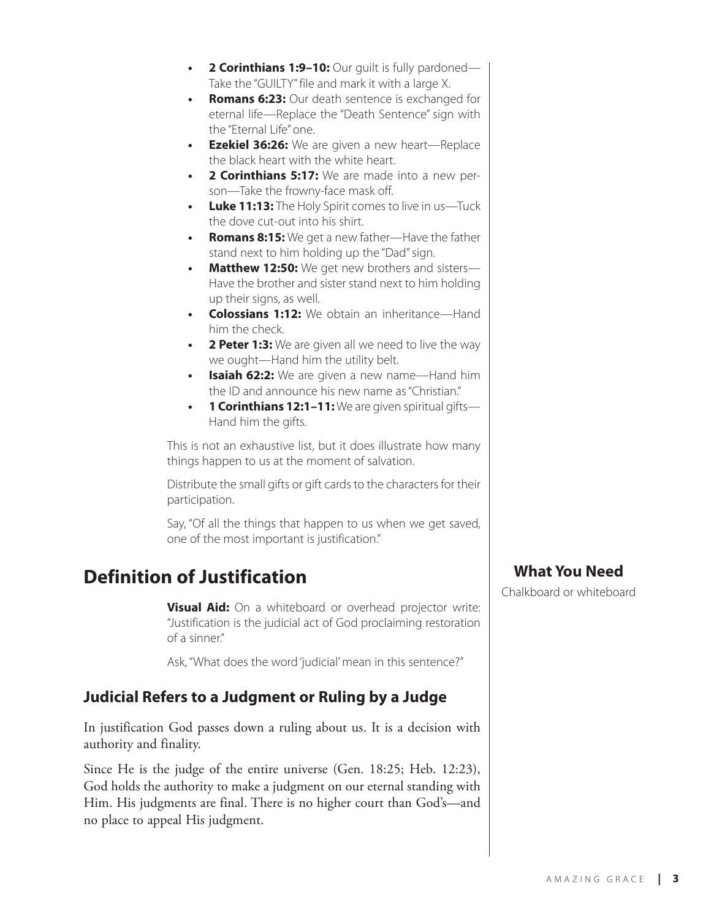- **2 Corinthians 1:9–10:** Our guilt is fully pardoned—Take the "GUILTY" file and mark it with a large X.
- **Romans 6:23:** Our death sentence is exchanged for eternal life—Replace the "Death Sentence" sign with the "Eternal Life" one.
- **Ezekiel 36:26:** We are given a new heart—Replace the black heart with the white heart.
- **2 Corinthians 5:17:** We are made into a new person—Take the frowny-face mask off.
- **Luke 11:13:** The Holy Spirit comes to live in us—Tuck the dove cut-out into his shirt.
- **Romans 8:15:** We get a new father—Have the father stand next to him holding up the "Dad" sign.
- **Matthew 12:50:** We get new brothers and sisters—Have the brother and sister stand next to him holding up their signs, as well.
- **Colossians 1:12:** We obtain an inheritance—Hand him the check.
- **2 Peter 1:3:** We are given all we need to live the way we ought—Hand him the utility belt.
- **Isaiah 62:2:** We are given a new name—Hand him the ID and announce his new name as "Christian."
- **1 Corinthians 12:1–11:** We are given spiritual gifts—Hand him the gifts.

This is not an exhaustive list, but it does illustrate how many things happen to us at the moment of salvation.

Distribute the small gifts or gift cards to the characters for their participation.

Say, "Of all the things that happen to us when we get saved, one of the most important is justification."

## Definition of Justification

**What You Need**

Chalkboard or whiteboard

**Visual Aid:** On a whiteboard or overhead projector write: "Justification is the judicial act of God proclaiming restoration of a sinner."

Ask, "What does the word 'judicial' mean in this sentence?"

### Judicial Refers to a Judgment or Ruling by a Judge

In justification God passes down a ruling about us. It is a decision with authority and finality.

Since He is the judge of the entire universe (Gen. 18:25; Heb. 12:23), God holds the authority to make a judgment on our eternal standing with Him. His judgments are final. There is no higher court than God's—and no place to appeal His judgment.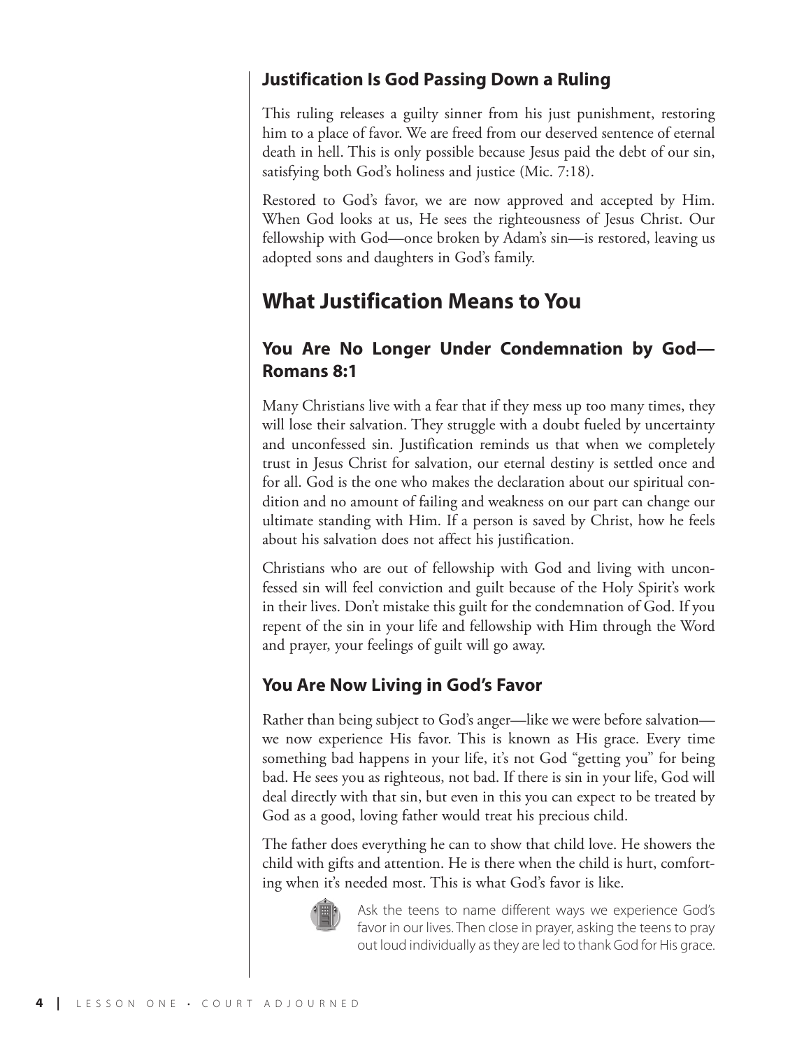### Justification Is God Passing Down a Ruling

This ruling releases a guilty sinner from his just punishment, restoring him to a place of favor. We are freed from our deserved sentence of eternal death in hell. This is only possible because Jesus paid the debt of our sin, satisfying both God's holiness and justice (Mic. 7:18).

Restored to God's favor, we are now approved and accepted by Him. When God looks at us, He sees the righteousness of Jesus Christ. Our fellowship with God—once broken by Adam's sin—is restored, leaving us adopted sons and daughters in God's family.

## What Justification Means to You

### You Are No Longer Under Condemnation by God—Romans 8:1

Many Christians live with a fear that if they mess up too many times, they will lose their salvation. They struggle with a doubt fueled by uncertainty and unconfessed sin. Justification reminds us that when we completely trust in Jesus Christ for salvation, our eternal destiny is settled once and for all. God is the one who makes the declaration about our spiritual condition and no amount of failing and weakness on our part can change our ultimate standing with Him. If a person is saved by Christ, how he feels about his salvation does not affect his justification.

Christians who are out of fellowship with God and living with unconfessed sin will feel conviction and guilt because of the Holy Spirit's work in their lives. Don't mistake this guilt for the condemnation of God. If you repent of the sin in your life and fellowship with Him through the Word and prayer, your feelings of guilt will go away.

### You Are Now Living in God's Favor

Rather than being subject to God's anger—like we were before salvation—we now experience His favor. This is known as His grace. Every time something bad happens in your life, it's not God "getting you" for being bad. He sees you as righteous, not bad. If there is sin in your life, God will deal directly with that sin, but even in this you can expect to be treated by God as a good, loving father would treat his precious child.

The father does everything he can to show that child love. He showers the child with gifts and attention. He is there when the child is hurt, comforting when it's needed most. This is what God's favor is like.

Ask the teens to name different ways we experience God's favor in our lives. Then close in prayer, asking the teens to pray out loud individually as they are led to thank God for His grace.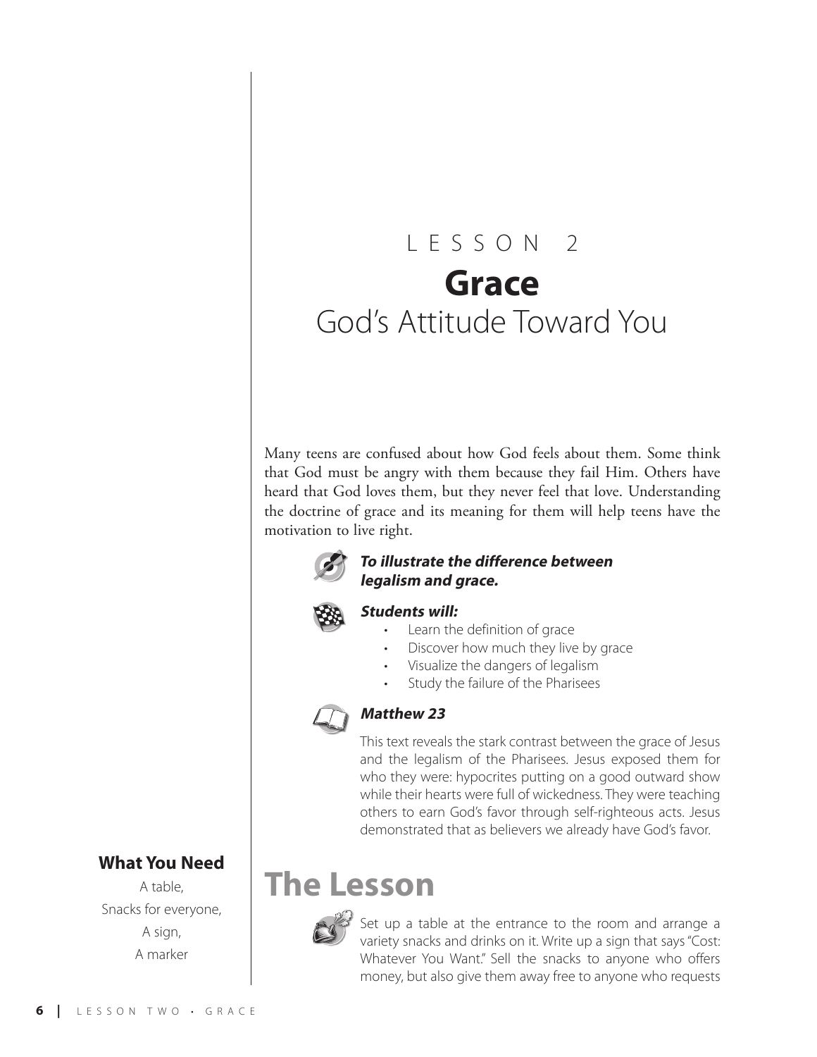# LESSON 2

# Grace

## God's Attitude Toward You

Many teens are confused about how God feels about them. Some think that God must be angry with them because they fail Him. Others have heard that God loves them, but they never feel that love. Understanding the doctrine of grace and its meaning for them will help teens have the motivation to live right.

***To illustrate the difference between legalism and grace.***

***Students will:***

- Learn the definition of grace
- Discover how much they live by grace
- Visualize the dangers of legalism
- Study the failure of the Pharisees

***Matthew 23***

This text reveals the stark contrast between the grace of Jesus and the legalism of the Pharisees. Jesus exposed them for who they were: hypocrites putting on a good outward show while their hearts were full of wickedness. They were teaching others to earn God's favor through self-righteous acts. Jesus demonstrated that as believers we already have God's favor.

### What You Need

A table,
Snacks for everyone,
A sign,
A marker

## The Lesson

Set up a table at the entrance to the room and arrange a variety snacks and drinks on it. Write up a sign that says "Cost: Whatever You Want." Sell the snacks to anyone who offers money, but also give them away free to anyone who requests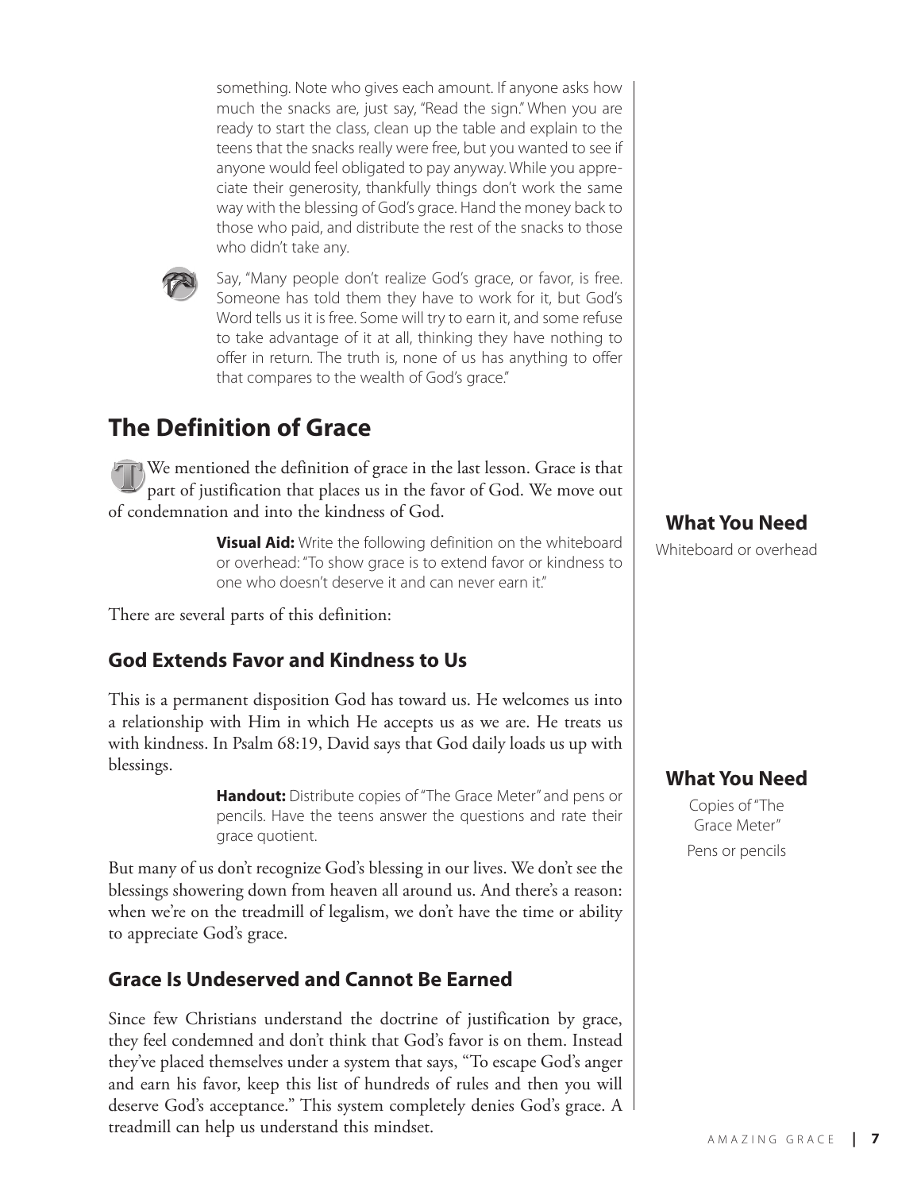something. Note who gives each amount. If anyone asks how much the snacks are, just say, "Read the sign." When you are ready to start the class, clean up the table and explain to the teens that the snacks really were free, but you wanted to see if anyone would feel obligated to pay anyway. While you appreciate their generosity, thankfully things don't work the same way with the blessing of God's grace. Hand the money back to those who paid, and distribute the rest of the snacks to those who didn't take any.

Say, "Many people don't realize God's grace, or favor, is free. Someone has told them they have to work for it, but God's Word tells us it is free. Some will try to earn it, and some refuse to take advantage of it at all, thinking they have nothing to offer in return. The truth is, none of us has anything to offer that compares to the wealth of God's grace."

## The Definition of Grace

We mentioned the definition of grace in the last lesson. Grace is that part of justification that places us in the favor of God. We move out of condemnation and into the kindness of God.

**Visual Aid:** Write the following definition on the whiteboard or overhead: "To show grace is to extend favor or kindness to one who doesn't deserve it and can never earn it."

**What You Need**

Whiteboard or overhead

There are several parts of this definition:

### God Extends Favor and Kindness to Us

This is a permanent disposition God has toward us. He welcomes us into a relationship with Him in which He accepts us as we are. He treats us with kindness. In Psalm 68:19, David says that God daily loads us up with blessings.

**Handout:** Distribute copies of "The Grace Meter" and pens or pencils. Have the teens answer the questions and rate their grace quotient.

**What You Need**

Copies of "The Grace Meter"

Pens or pencils

But many of us don't recognize God's blessing in our lives. We don't see the blessings showering down from heaven all around us. And there's a reason: when we're on the treadmill of legalism, we don't have the time or ability to appreciate God's grace.

### Grace Is Undeserved and Cannot Be Earned

Since few Christians understand the doctrine of justification by grace, they feel condemned and don't think that God's favor is on them. Instead they've placed themselves under a system that says, "To escape God's anger and earn his favor, keep this list of hundreds of rules and then you will deserve God's acceptance." This system completely denies God's grace. A treadmill can help us understand this mindset.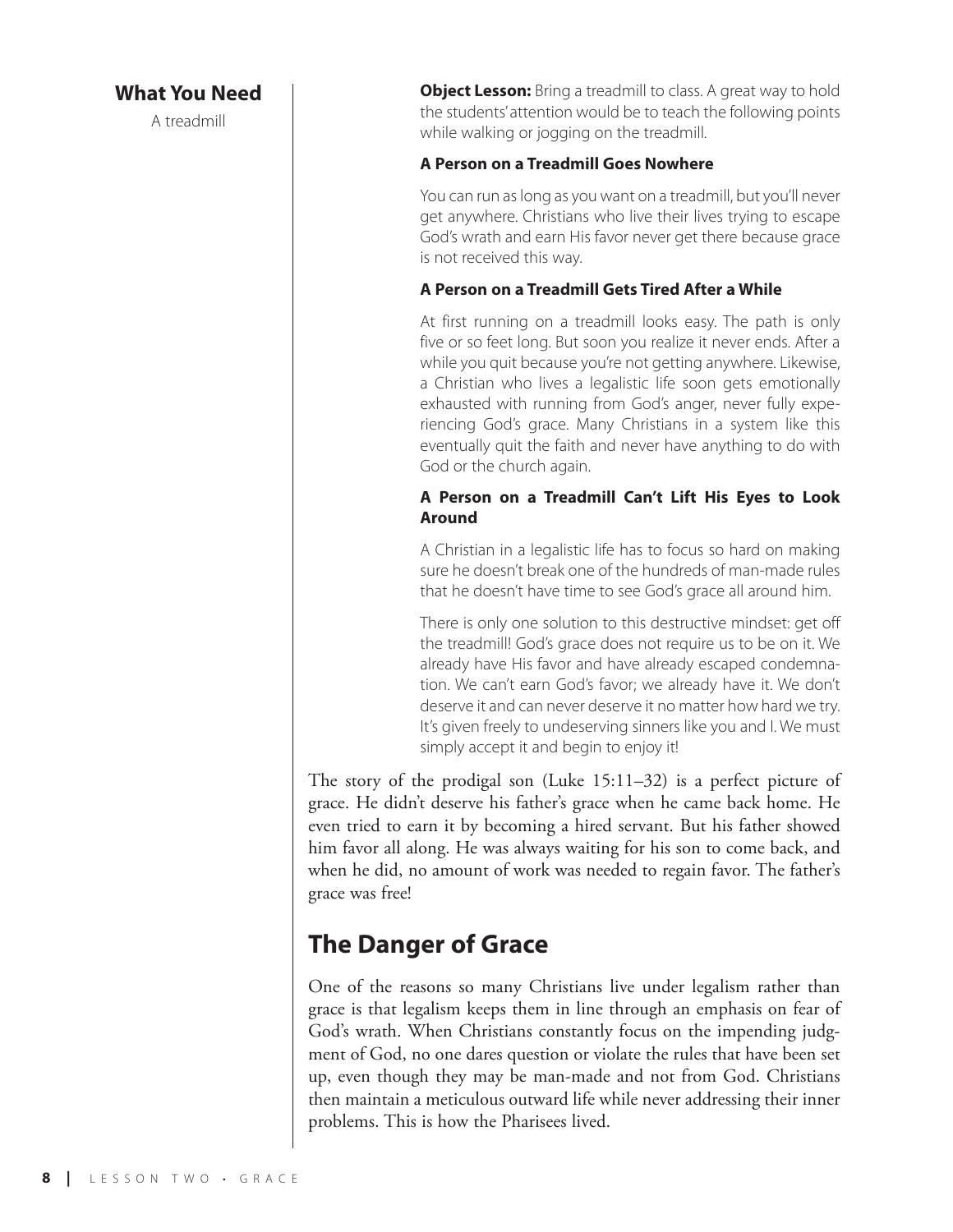**What You Need**

A treadmill

**Object Lesson:** Bring a treadmill to class. A great way to hold the students' attention would be to teach the following points while walking or jogging on the treadmill.

**A Person on a Treadmill Goes Nowhere**

You can run as long as you want on a treadmill, but you'll never get anywhere. Christians who live their lives trying to escape God's wrath and earn His favor never get there because grace is not received this way.

**A Person on a Treadmill Gets Tired After a While**

At first running on a treadmill looks easy. The path is only five or so feet long. But soon you realize it never ends. After a while you quit because you're not getting anywhere. Likewise, a Christian who lives a legalistic life soon gets emotionally exhausted with running from God's anger, never fully experiencing God's grace. Many Christians in a system like this eventually quit the faith and never have anything to do with God or the church again.

**A Person on a Treadmill Can't Lift His Eyes to Look Around**

A Christian in a legalistic life has to focus so hard on making sure he doesn't break one of the hundreds of man-made rules that he doesn't have time to see God's grace all around him.

There is only one solution to this destructive mindset: get off the treadmill! God's grace does not require us to be on it. We already have His favor and have already escaped condemnation. We can't earn God's favor; we already have it. We don't deserve it and can never deserve it no matter how hard we try. It's given freely to undeserving sinners like you and I. We must simply accept it and begin to enjoy it!

The story of the prodigal son (Luke 15:11–32) is a perfect picture of grace. He didn't deserve his father's grace when he came back home. He even tried to earn it by becoming a hired servant. But his father showed him favor all along. He was always waiting for his son to come back, and when he did, no amount of work was needed to regain favor. The father's grace was free!

## The Danger of Grace

One of the reasons so many Christians live under legalism rather than grace is that legalism keeps them in line through an emphasis on fear of God's wrath. When Christians constantly focus on the impending judgment of God, no one dares question or violate the rules that have been set up, even though they may be man-made and not from God. Christians then maintain a meticulous outward life while never addressing their inner problems. This is how the Pharisees lived.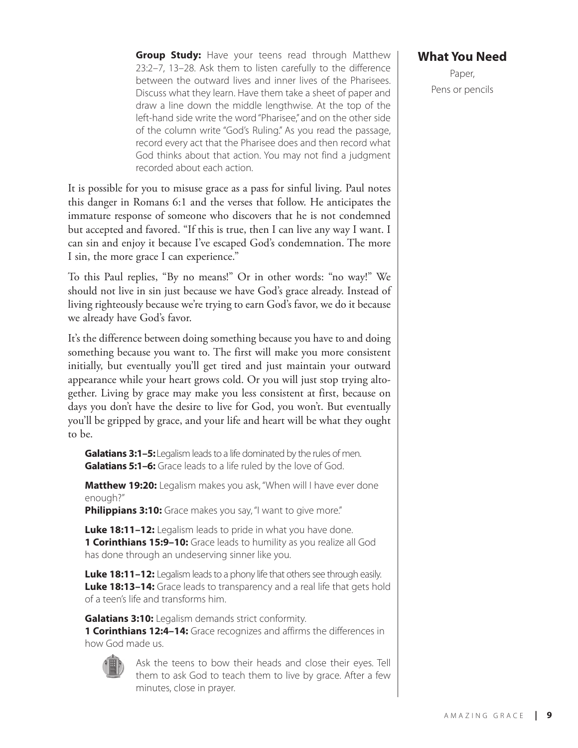**Group Study:** Have your teens read through Matthew 23:2–7, 13–28. Ask them to listen carefully to the difference between the outward lives and inner lives of the Pharisees. Discuss what they learn. Have them take a sheet of paper and draw a line down the middle lengthwise. At the top of the left-hand side write the word "Pharisee," and on the other side of the column write "God's Ruling." As you read the passage, record every act that the Pharisee does and then record what God thinks about that action. You may not find a judgment recorded about each action.

## What You Need

Paper,
Pens or pencils

It is possible for you to misuse grace as a pass for sinful living. Paul notes this danger in Romans 6:1 and the verses that follow. He anticipates the immature response of someone who discovers that he is not condemned but accepted and favored. "If this is true, then I can live any way I want. I can sin and enjoy it because I've escaped God's condemnation. The more I sin, the more grace I can experience."

To this Paul replies, "By no means!" Or in other words: "no way!" We should not live in sin just because we have God's grace already. Instead of living righteously because we're trying to earn God's favor, we do it because we already have God's favor.

It's the difference between doing something because you have to and doing something because you want to. The first will make you more consistent initially, but eventually you'll get tired and just maintain your outward appearance while your heart grows cold. Or you will just stop trying altogether. Living by grace may make you less consistent at first, because on days you don't have the desire to live for God, you won't. But eventually you'll be gripped by grace, and your life and heart will be what they ought to be.

**Galatians 3:1–5:** Legalism leads to a life dominated by the rules of men.
**Galatians 5:1–6:** Grace leads to a life ruled by the love of God.

**Matthew 19:20:** Legalism makes you ask, "When will I have ever done enough?"
**Philippians 3:10:** Grace makes you say, "I want to give more."

**Luke 18:11–12:** Legalism leads to pride in what you have done.
**1 Corinthians 15:9–10:** Grace leads to humility as you realize all God has done through an undeserving sinner like you.

**Luke 18:11–12:** Legalism leads to a phony life that others see through easily.
**Luke 18:13–14:** Grace leads to transparency and a real life that gets hold of a teen's life and transforms him.

**Galatians 3:10:** Legalism demands strict conformity.
**1 Corinthians 12:4–14:** Grace recognizes and affirms the differences in how God made us.

Ask the teens to bow their heads and close their eyes. Tell them to ask God to teach them to live by grace. After a few minutes, close in prayer.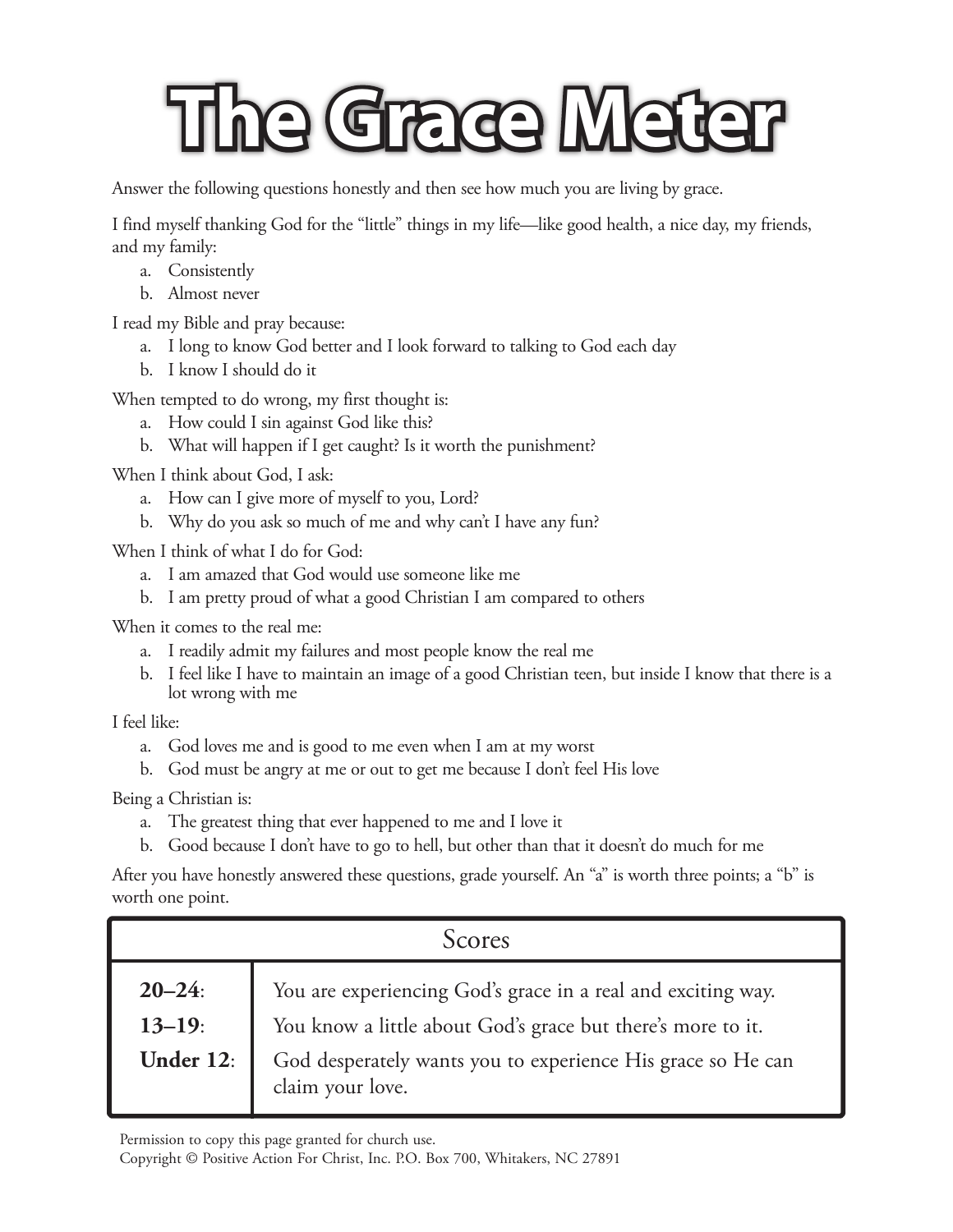# The Grace Meter

Answer the following questions honestly and then see how much you are living by grace.

I find myself thanking God for the "little" things in my life—like good health, a nice day, my friends, and my family:

a. Consistently
b. Almost never

I read my Bible and pray because:

a. I long to know God better and I look forward to talking to God each day
b. I know I should do it

When tempted to do wrong, my first thought is:

a. How could I sin against God like this?
b. What will happen if I get caught? Is it worth the punishment?

When I think about God, I ask:

a. How can I give more of myself to you, Lord?
b. Why do you ask so much of me and why can't I have any fun?

When I think of what I do for God:

a. I am amazed that God would use someone like me
b. I am pretty proud of what a good Christian I am compared to others

When it comes to the real me:

a. I readily admit my failures and most people know the real me
b. I feel like I have to maintain an image of a good Christian teen, but inside I know that there is a lot wrong with me

I feel like:

a. God loves me and is good to me even when I am at my worst
b. God must be angry at me or out to get me because I don't feel His love

Being a Christian is:

a. The greatest thing that ever happened to me and I love it
b. Good because I don't have to go to hell, but other than that it doesn't do much for me

After you have honestly answered these questions, grade yourself. An "a" is worth three points; a "b" is worth one point.

| Scores | |
|---|---|
| **20–24**: | You are experiencing God's grace in a real and exciting way. |
| **13–19**: | You know a little about God's grace but there's more to it. |
| **Under 12**: | God desperately wants you to experience His grace so He can claim your love. |

Permission to copy this page granted for church use.
Copyright © Positive Action For Christ, Inc. P.O. Box 700, Whitakers, NC 27891